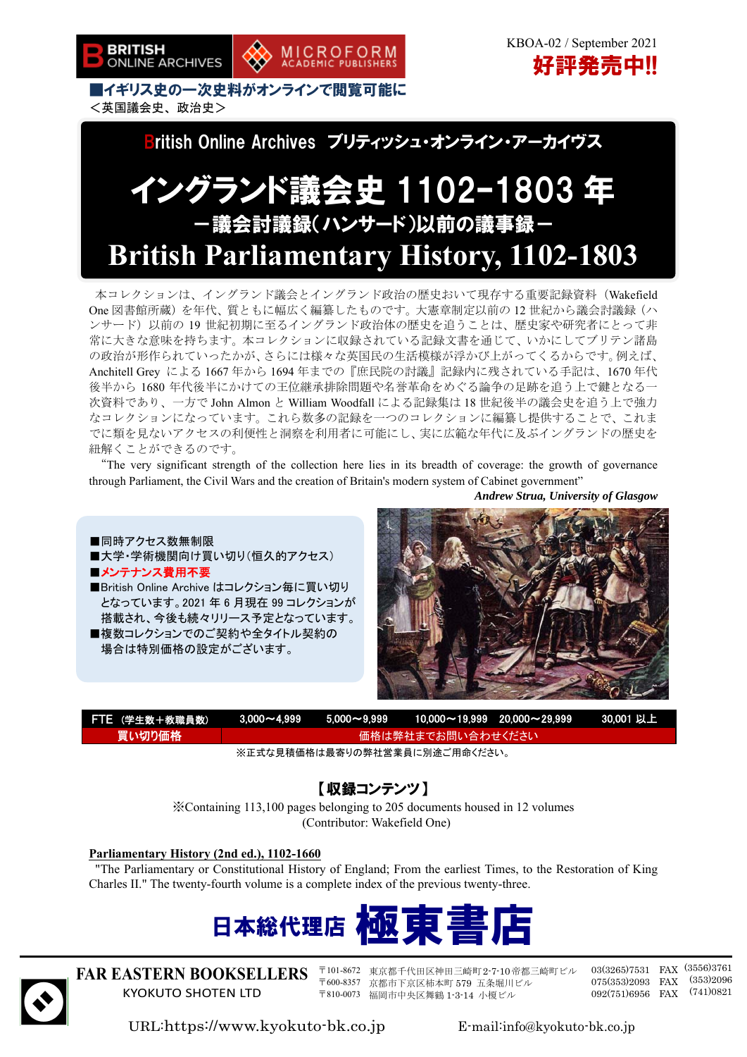BRITISH ONLINE ARCHIVES　MICROFORM ACADEMIC PUBLISHERS

KBOA-02 / September 2021

**好評発売中!!**

**■イギリス史の一次史料がオンラインで閲覧可能に**
＜英国議会史、政治史＞

British Online Archives ブリティッシュ・オンライン・アーカイヴス

# イングランド議会史 1102-1803 年
## ―議会討議録（ハンサード）以前の議事録―
# British Parliamentary History, 1102-1803

本コレクションは、イングランド議会とイングランド政治の歴史おいて現存する重要記録資料（Wakefield One 図書館所蔵）を年代、質ともに幅広く編纂したものです。大憲章制定以前の 12 世紀から議会討議録（ハンサード）以前の 19 世紀初期に至るイングランド政治体の歴史を追うことは、歴史家や研究者にとって非常に大きな意味を持ちます。本コレクションに収録されている記録文書を通じて、いかにしてブリテン諸島の政治が形作られていったかが、さらには様々な英国民の生活模様が浮かび上がってくるからです。例えば、Anchitell Grey による 1667 年から 1694 年までの『庶民院の討議』記録内に残されている手記は、1670 年代後半から 1680 年代後半にかけての王位継承排除問題や名誉革命をめぐる論争の足跡を追う上で鍵となる一次資料であり、一方で John Almon と William Woodfall による記録集は 18 世紀後半の議会史を追う上で強力なコレクションになっています。これら数多の記録を一つのコレクションに編纂し提供することで、これまでに類を見ないアクセスの利便性と洞察を利用者に可能にし、実に広範な年代に及ぶイングランドの歴史を紐解くことができるのです。

"The very significant strength of the collection here lies in its breadth of coverage: the growth of governance through Parliament, the Civil Wars and the creation of Britain's modern system of Cabinet government"

*Andrew Strua, University of Glasgow*

- ■同時アクセス数無制限
- ■大学・学術機関向け買い切り（恒久的アクセス）
- ■メンテナンス費用不要
- ■British Online Archive はコレクション毎に買い切りとなっています。2021 年 6 月現在 99 コレクションが搭載され、今後も続々リリース予定となっています。
- ■複数コレクションでのご契約や全タイトル契約の場合は特別価格の設定がございます。

| FTE （学生数＋教職員数） | 3,000～4,999 | 5,000～9,999 | 10,000～19,999 | 20,000～29,999 | 30,001 以上 |
|---|---|---|---|---|---|
| 買い切り価格 | 価格は弊社までお問い合わせください | | | | |

※正式な見積価格は最寄りの弊社営業員に別途ご用命ください。

## 【収録コンテンツ】

※Containing 113,100 pages belonging to 205 documents housed in 12 volumes
(Contributor: Wakefield One)

**Parliamentary History (2nd ed.), 1102-1660**

"The Parliamentary or Constitutional History of England; From the earliest Times, to the Restoration of King Charles II." The twenty-fourth volume is a complete index of the previous twenty-three.

**日本総代理店 極東書店**

FAR EASTERN BOOKSELLERS
KYOKUTO SHOTEN LTD

〒101-8672 東京都千代田区神田三崎町2-7-10帝都三崎町ビル　03(3265)7531　FAX (3556)3761
〒600-8357 京都市下京区柿本町 579 五条堀川ビル　075(353)2093　FAX (353)2096
〒810-0073 福岡市中央区舞鶴 1-3-14 小榎ビル　092(751)6956　FAX (741)0821

URL:https://www.kyokuto-bk.co.jp　E-mail:info@kyokuto-bk.co.jp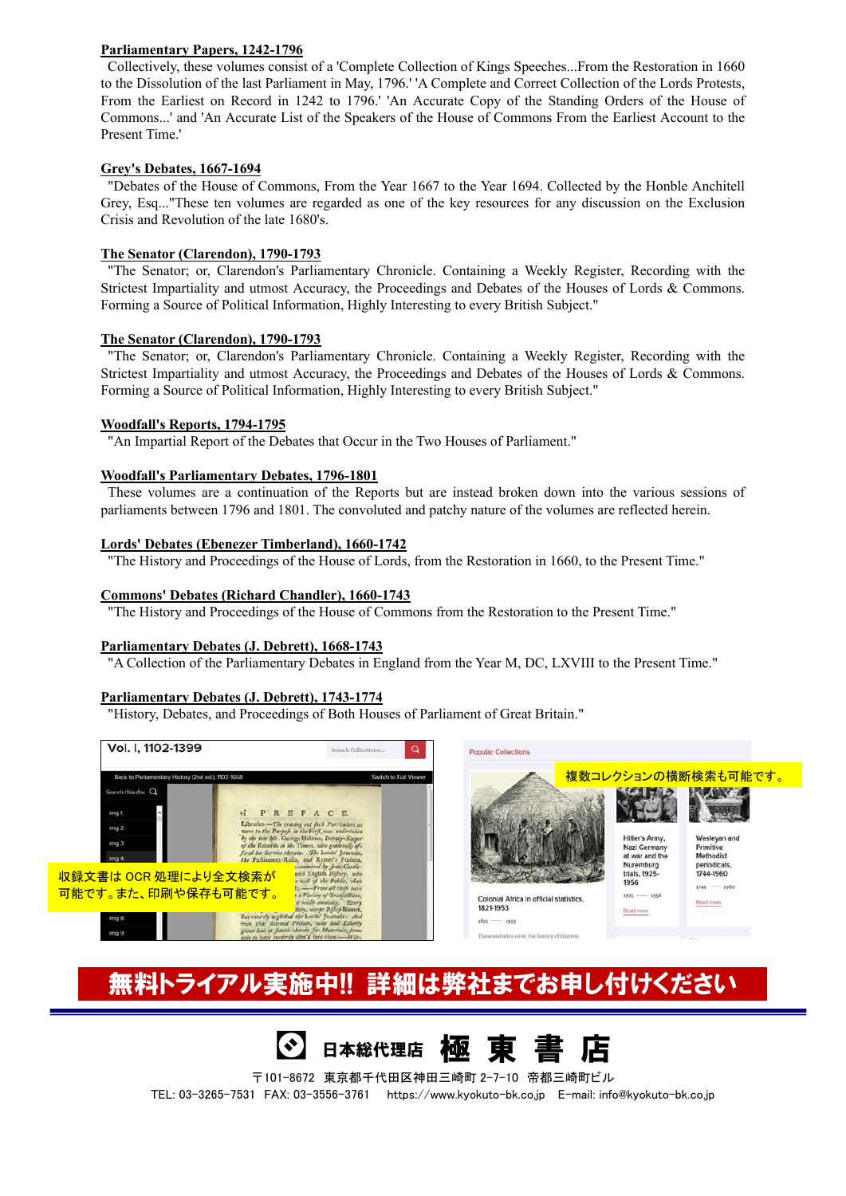**Parliamentary Papers, 1242-1796**

Collectively, these volumes consist of a 'Complete Collection of Kings Speeches...From the Restoration in 1660 to the Dissolution of the last Parliament in May, 1796.' 'A Complete and Correct Collection of the Lords Protests, From the Earliest on Record in 1242 to 1796.' 'An Accurate Copy of the Standing Orders of the House of Commons...' and 'An Accurate List of the Speakers of the House of Commons From the Earliest Account to the Present Time.'

**Grey's Debates, 1667-1694**

"Debates of the House of Commons, From the Year 1667 to the Year 1694. Collected by the Honble Anchitell Grey, Esq..."These ten volumes are regarded as one of the key resources for any discussion on the Exclusion Crisis and Revolution of the late 1680's.

**The Senator (Clarendon), 1790-1793**

"The Senator; or, Clarendon's Parliamentary Chronicle. Containing a Weekly Register, Recording with the Strictest Impartiality and utmost Accuracy, the Proceedings and Debates of the Houses of Lords & Commons. Forming a Source of Political Information, Highly Interesting to every British Subject."

**The Senator (Clarendon), 1790-1793**

"The Senator; or, Clarendon's Parliamentary Chronicle. Containing a Weekly Register, Recording with the Strictest Impartiality and utmost Accuracy, the Proceedings and Debates of the Houses of Lords & Commons. Forming a Source of Political Information, Highly Interesting to every British Subject."

**Woodfall's Reports, 1794-1795**

"An Impartial Report of the Debates that Occur in the Two Houses of Parliament."

**Woodfall's Parliamentary Debates, 1796-1801**

These volumes are a continuation of the Reports but are instead broken down into the various sessions of parliaments between 1796 and 1801. The convoluted and patchy nature of the volumes are reflected herein.

**Lords' Debates (Ebenezer Timberland), 1660-1742**

"The History and Proceedings of the House of Lords, from the Restoration in 1660, to the Present Time."

**Commons' Debates (Richard Chandler), 1660-1743**

"The History and Proceedings of the House of Commons from the Restoration to the Present Time."

**Parliamentary Debates (J. Debrett), 1668-1743**

"A Collection of the Parliamentary Debates in England from the Year M, DC, LXVIII to the Present Time."

**Parliamentary Debates (J. Debrett), 1743-1774**

"History, Debates, and Proceedings of Both Houses of Parliament of Great Britain."

収録文書は OCR 処理により全文検索が可能です。また、印刷や保存も可能です。

複数コレクションの横断検索も可能です。

**無料トライアル実施中!! 詳細は弊社までお申し付けください**

日本総代理店 極 東 書 店

〒101-8672 東京都千代田区神田三崎町 2-7-10 帝都三崎町ビル

TEL: 03-3265-7531 FAX: 03-3556-3761 https://www.kyokuto-bk.co.jp E-mail: info@kyokuto-bk.co.jp